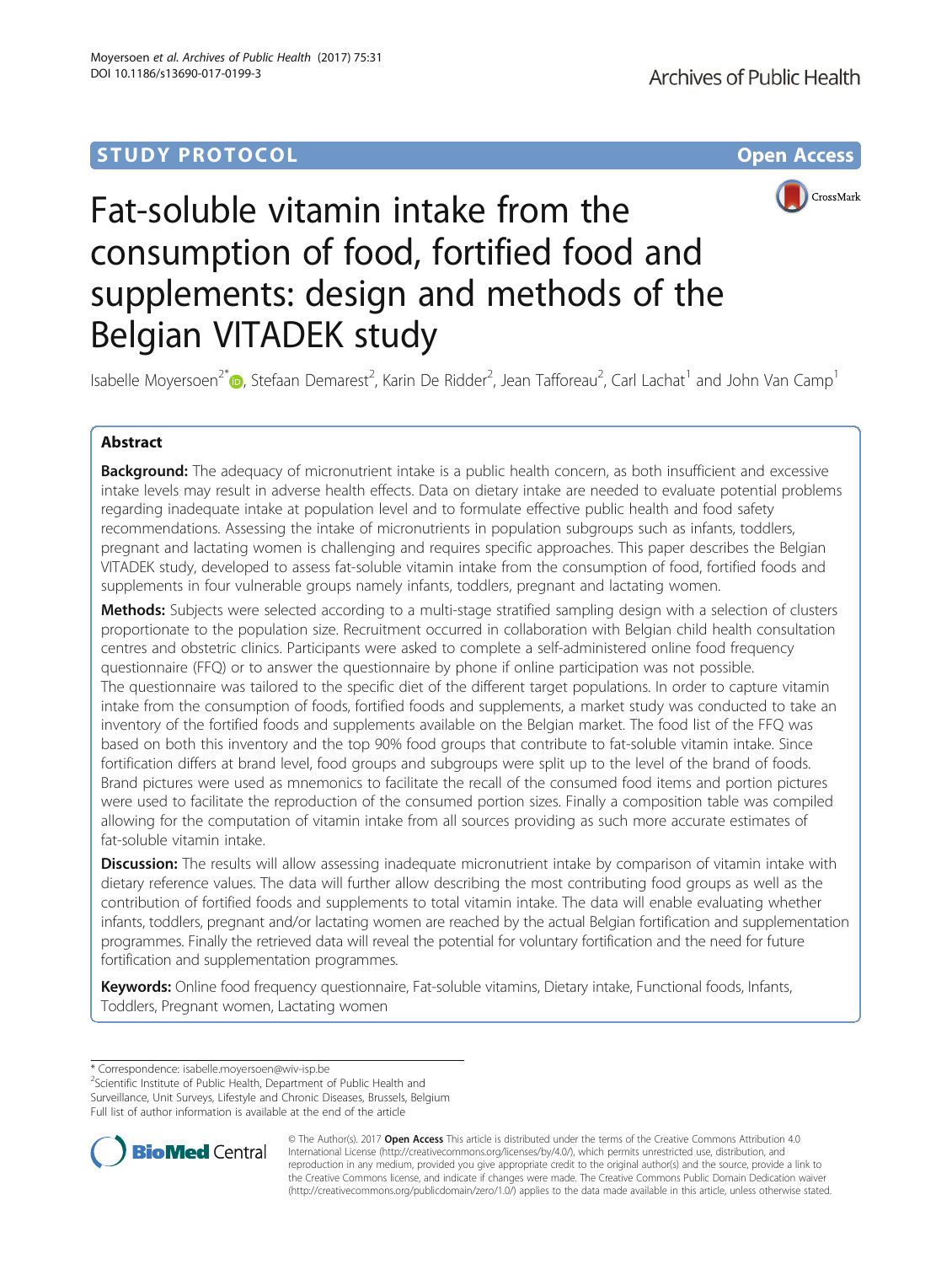STUDY PROTOCOL

Open Access

# Fat-soluble vitamin intake from the consumption of food, fortified food and supplements: design and methods of the Belgian VITADEK study

Isabelle Moyersoen[2*], Stefaan Demarest[2], Karin De Ridder[2], Jean Tafforeau[2], Carl Lachat[1] and John Van Camp[1]

## Abstract

**Background:** The adequacy of micronutrient intake is a public health concern, as both insufficient and excessive intake levels may result in adverse health effects. Data on dietary intake are needed to evaluate potential problems regarding inadequate intake at population level and to formulate effective public health and food safety recommendations. Assessing the intake of micronutrients in population subgroups such as infants, toddlers, pregnant and lactating women is challenging and requires specific approaches. This paper describes the Belgian VITADEK study, developed to assess fat-soluble vitamin intake from the consumption of food, fortified foods and supplements in four vulnerable groups namely infants, toddlers, pregnant and lactating women.

**Methods:** Subjects were selected according to a multi-stage stratified sampling design with a selection of clusters proportionate to the population size. Recruitment occurred in collaboration with Belgian child health consultation centres and obstetric clinics. Participants were asked to complete a self-administered online food frequency questionnaire (FFQ) or to answer the questionnaire by phone if online participation was not possible. The questionnaire was tailored to the specific diet of the different target populations. In order to capture vitamin intake from the consumption of foods, fortified foods and supplements, a market study was conducted to take an inventory of the fortified foods and supplements available on the Belgian market. The food list of the FFQ was based on both this inventory and the top 90% food groups that contribute to fat-soluble vitamin intake. Since fortification differs at brand level, food groups and subgroups were split up to the level of the brand of foods. Brand pictures were used as mnemonics to facilitate the recall of the consumed food items and portion pictures were used to facilitate the reproduction of the consumed portion sizes. Finally a composition table was compiled allowing for the computation of vitamin intake from all sources providing as such more accurate estimates of fat-soluble vitamin intake.

**Discussion:** The results will allow assessing inadequate micronutrient intake by comparison of vitamin intake with dietary reference values. The data will further allow describing the most contributing food groups as well as the contribution of fortified foods and supplements to total vitamin intake. The data will enable evaluating whether infants, toddlers, pregnant and/or lactating women are reached by the actual Belgian fortification and supplementation programmes. Finally the retrieved data will reveal the potential for voluntary fortification and the need for future fortification and supplementation programmes.

**Keywords:** Online food frequency questionnaire, Fat-soluble vitamins, Dietary intake, Functional foods, Infants, Toddlers, Pregnant women, Lactating women

\* Correspondence: isabelle.moyersoen@wiv-isp.be
[2]Scientific Institute of Public Health, Department of Public Health and Surveillance, Unit Surveys, Lifestyle and Chronic Diseases, Brussels, Belgium
Full list of author information is available at the end of the article

© The Author(s). 2017 **Open Access** This article is distributed under the terms of the Creative Commons Attribution 4.0 International License (http://creativecommons.org/licenses/by/4.0/), which permits unrestricted use, distribution, and reproduction in any medium, provided you give appropriate credit to the original author(s) and the source, provide a link to the Creative Commons license, and indicate if changes were made. The Creative Commons Public Domain Dedication waiver (http://creativecommons.org/publicdomain/zero/1.0/) applies to the data made available in this article, unless otherwise stated.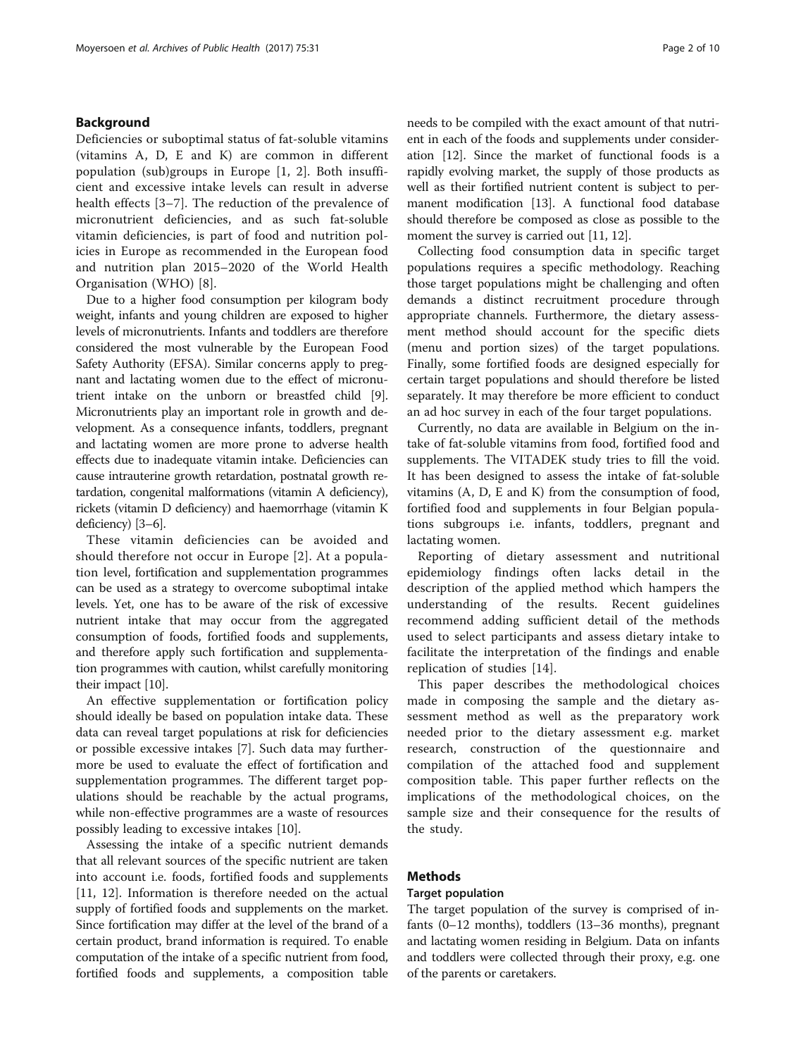## Background

Deficiencies or suboptimal status of fat-soluble vitamins (vitamins A, D, E and K) are common in different population (sub)groups in Europe [1, 2]. Both insufficient and excessive intake levels can result in adverse health effects [3–7]. The reduction of the prevalence of micronutrient deficiencies, and as such fat-soluble vitamin deficiencies, is part of food and nutrition policies in Europe as recommended in the European food and nutrition plan 2015–2020 of the World Health Organisation (WHO) [8].

Due to a higher food consumption per kilogram body weight, infants and young children are exposed to higher levels of micronutrients. Infants and toddlers are therefore considered the most vulnerable by the European Food Safety Authority (EFSA). Similar concerns apply to pregnant and lactating women due to the effect of micronutrient intake on the unborn or breastfed child [9]. Micronutrients play an important role in growth and development. As a consequence infants, toddlers, pregnant and lactating women are more prone to adverse health effects due to inadequate vitamin intake. Deficiencies can cause intrauterine growth retardation, postnatal growth retardation, congenital malformations (vitamin A deficiency), rickets (vitamin D deficiency) and haemorrhage (vitamin K deficiency) [3–6].

These vitamin deficiencies can be avoided and should therefore not occur in Europe [2]. At a population level, fortification and supplementation programmes can be used as a strategy to overcome suboptimal intake levels. Yet, one has to be aware of the risk of excessive nutrient intake that may occur from the aggregated consumption of foods, fortified foods and supplements, and therefore apply such fortification and supplementation programmes with caution, whilst carefully monitoring their impact [10].

An effective supplementation or fortification policy should ideally be based on population intake data. These data can reveal target populations at risk for deficiencies or possible excessive intakes [7]. Such data may furthermore be used to evaluate the effect of fortification and supplementation programmes. The different target populations should be reachable by the actual programs, while non-effective programmes are a waste of resources possibly leading to excessive intakes [10].

Assessing the intake of a specific nutrient demands that all relevant sources of the specific nutrient are taken into account i.e. foods, fortified foods and supplements [11, 12]. Information is therefore needed on the actual supply of fortified foods and supplements on the market. Since fortification may differ at the level of the brand of a certain product, brand information is required. To enable computation of the intake of a specific nutrient from food, fortified foods and supplements, a composition table needs to be compiled with the exact amount of that nutrient in each of the foods and supplements under consideration [12]. Since the market of functional foods is a rapidly evolving market, the supply of those products as well as their fortified nutrient content is subject to permanent modification [13]. A functional food database should therefore be composed as close as possible to the moment the survey is carried out [11, 12].

Collecting food consumption data in specific target populations requires a specific methodology. Reaching those target populations might be challenging and often demands a distinct recruitment procedure through appropriate channels. Furthermore, the dietary assessment method should account for the specific diets (menu and portion sizes) of the target populations. Finally, some fortified foods are designed especially for certain target populations and should therefore be listed separately. It may therefore be more efficient to conduct an ad hoc survey in each of the four target populations.

Currently, no data are available in Belgium on the intake of fat-soluble vitamins from food, fortified food and supplements. The VITADEK study tries to fill the void. It has been designed to assess the intake of fat-soluble vitamins (A, D, E and K) from the consumption of food, fortified food and supplements in four Belgian populations subgroups i.e. infants, toddlers, pregnant and lactating women.

Reporting of dietary assessment and nutritional epidemiology findings often lacks detail in the description of the applied method which hampers the understanding of the results. Recent guidelines recommend adding sufficient detail of the methods used to select participants and assess dietary intake to facilitate the interpretation of the findings and enable replication of studies [14].

This paper describes the methodological choices made in composing the sample and the dietary assessment method as well as the preparatory work needed prior to the dietary assessment e.g. market research, construction of the questionnaire and compilation of the attached food and supplement composition table. This paper further reflects on the implications of the methodological choices, on the sample size and their consequence for the results of the study.

## Methods

### Target population

The target population of the survey is comprised of infants (0–12 months), toddlers (13–36 months), pregnant and lactating women residing in Belgium. Data on infants and toddlers were collected through their proxy, e.g. one of the parents or caretakers.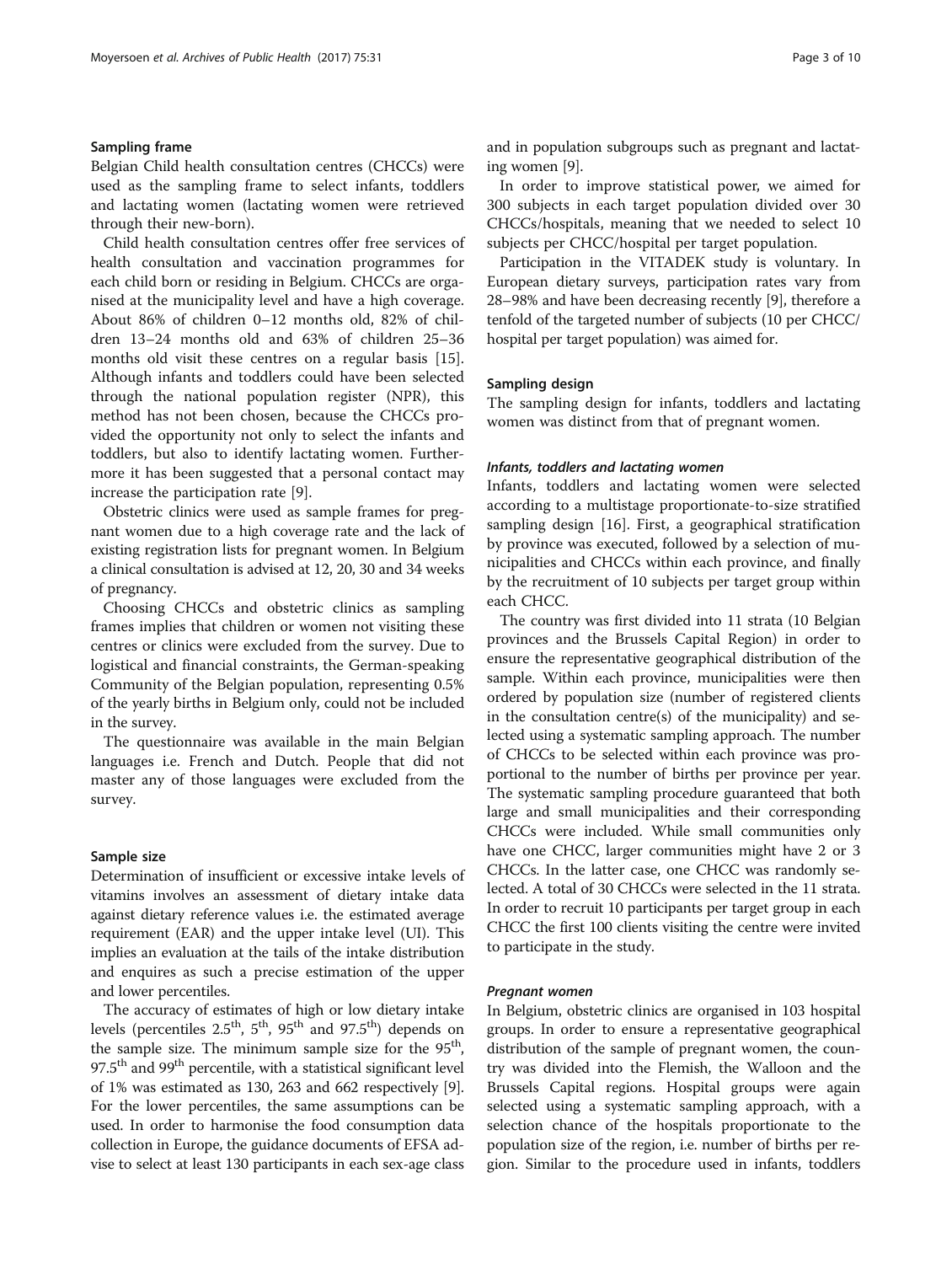## Sampling frame

Belgian Child health consultation centres (CHCCs) were used as the sampling frame to select infants, toddlers and lactating women (lactating women were retrieved through their new-born).

Child health consultation centres offer free services of health consultation and vaccination programmes for each child born or residing in Belgium. CHCCs are organised at the municipality level and have a high coverage. About 86% of children 0–12 months old, 82% of children 13–24 months old and 63% of children 25–36 months old visit these centres on a regular basis [15]. Although infants and toddlers could have been selected through the national population register (NPR), this method has not been chosen, because the CHCCs provided the opportunity not only to select the infants and toddlers, but also to identify lactating women. Furthermore it has been suggested that a personal contact may increase the participation rate [9].

Obstetric clinics were used as sample frames for pregnant women due to a high coverage rate and the lack of existing registration lists for pregnant women. In Belgium a clinical consultation is advised at 12, 20, 30 and 34 weeks of pregnancy.

Choosing CHCCs and obstetric clinics as sampling frames implies that children or women not visiting these centres or clinics were excluded from the survey. Due to logistical and financial constraints, the German-speaking Community of the Belgian population, representing 0.5% of the yearly births in Belgium only, could not be included in the survey.

The questionnaire was available in the main Belgian languages i.e. French and Dutch. People that did not master any of those languages were excluded from the survey.

## Sample size

Determination of insufficient or excessive intake levels of vitamins involves an assessment of dietary intake data against dietary reference values i.e. the estimated average requirement (EAR) and the upper intake level (UI). This implies an evaluation at the tails of the intake distribution and enquires as such a precise estimation of the upper and lower percentiles.

The accuracy of estimates of high or low dietary intake levels (percentiles $2.5^{th}$, $5^{th}$, $95^{th}$ and $97.5^{th}$) depends on the sample size. The minimum sample size for the $95^{th}$, $97.5^{th}$ and $99^{th}$ percentile, with a statistical significant level of 1% was estimated as 130, 263 and 662 respectively [9]. For the lower percentiles, the same assumptions can be used. In order to harmonise the food consumption data collection in Europe, the guidance documents of EFSA advise to select at least 130 participants in each sex-age class and in population subgroups such as pregnant and lactating women [9].

In order to improve statistical power, we aimed for 300 subjects in each target population divided over 30 CHCCs/hospitals, meaning that we needed to select 10 subjects per CHCC/hospital per target population.

Participation in the VITADEK study is voluntary. In European dietary surveys, participation rates vary from 28–98% and have been decreasing recently [9], therefore a tenfold of the targeted number of subjects (10 per CHCC/hospital per target population) was aimed for.

## Sampling design

The sampling design for infants, toddlers and lactating women was distinct from that of pregnant women.

### *Infants, toddlers and lactating women*

Infants, toddlers and lactating women were selected according to a multistage proportionate-to-size stratified sampling design [16]. First, a geographical stratification by province was executed, followed by a selection of municipalities and CHCCs within each province, and finally by the recruitment of 10 subjects per target group within each CHCC.

The country was first divided into 11 strata (10 Belgian provinces and the Brussels Capital Region) in order to ensure the representative geographical distribution of the sample. Within each province, municipalities were then ordered by population size (number of registered clients in the consultation centre(s) of the municipality) and selected using a systematic sampling approach. The number of CHCCs to be selected within each province was proportional to the number of births per province per year. The systematic sampling procedure guaranteed that both large and small municipalities and their corresponding CHCCs were included. While small communities only have one CHCC, larger communities might have 2 or 3 CHCCs. In the latter case, one CHCC was randomly selected. A total of 30 CHCCs were selected in the 11 strata. In order to recruit 10 participants per target group in each CHCC the first 100 clients visiting the centre were invited to participate in the study.

### *Pregnant women*

In Belgium, obstetric clinics are organised in 103 hospital groups. In order to ensure a representative geographical distribution of the sample of pregnant women, the country was divided into the Flemish, the Walloon and the Brussels Capital regions. Hospital groups were again selected using a systematic sampling approach, with a selection chance of the hospitals proportionate to the population size of the region, i.e. number of births per region. Similar to the procedure used in infants, toddlers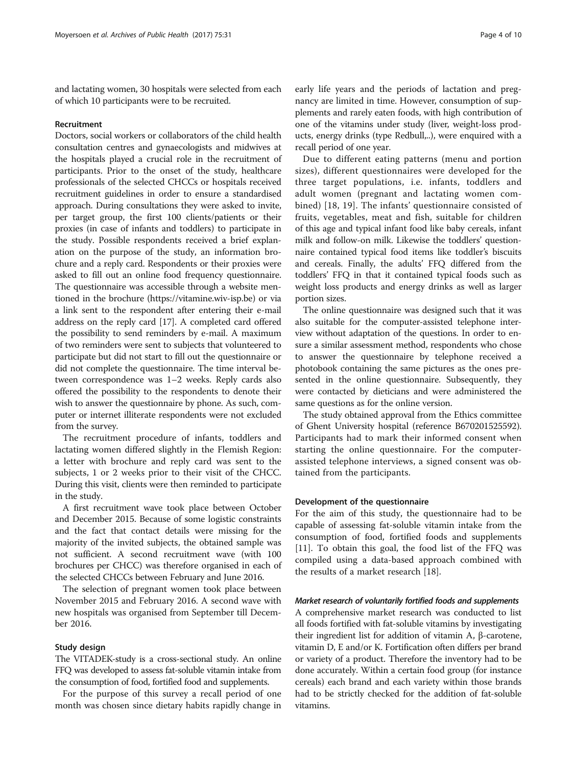and lactating women, 30 hospitals were selected from each of which 10 participants were to be recruited.

### Recruitment

Doctors, social workers or collaborators of the child health consultation centres and gynaecologists and midwives at the hospitals played a crucial role in the recruitment of participants. Prior to the onset of the study, healthcare professionals of the selected CHCCs or hospitals received recruitment guidelines in order to ensure a standardised approach. During consultations they were asked to invite, per target group, the first 100 clients/patients or their proxies (in case of infants and toddlers) to participate in the study. Possible respondents received a brief explanation on the purpose of the study, an information brochure and a reply card. Respondents or their proxies were asked to fill out an online food frequency questionnaire. The questionnaire was accessible through a website mentioned in the brochure (https://vitamine.wiv-isp.be) or via a link sent to the respondent after entering their e-mail address on the reply card [17]. A completed card offered the possibility to send reminders by e-mail. A maximum of two reminders were sent to subjects that volunteered to participate but did not start to fill out the questionnaire or did not complete the questionnaire. The time interval between correspondence was 1–2 weeks. Reply cards also offered the possibility to the respondents to denote their wish to answer the questionnaire by phone. As such, computer or internet illiterate respondents were not excluded from the survey.

The recruitment procedure of infants, toddlers and lactating women differed slightly in the Flemish Region: a letter with brochure and reply card was sent to the subjects, 1 or 2 weeks prior to their visit of the CHCC. During this visit, clients were then reminded to participate in the study.

A first recruitment wave took place between October and December 2015. Because of some logistic constraints and the fact that contact details were missing for the majority of the invited subjects, the obtained sample was not sufficient. A second recruitment wave (with 100 brochures per CHCC) was therefore organised in each of the selected CHCCs between February and June 2016.

The selection of pregnant women took place between November 2015 and February 2016. A second wave with new hospitals was organised from September till December 2016.

### Study design

The VITADEK-study is a cross-sectional study. An online FFQ was developed to assess fat-soluble vitamin intake from the consumption of food, fortified food and supplements.

For the purpose of this survey a recall period of one month was chosen since dietary habits rapidly change in early life years and the periods of lactation and pregnancy are limited in time. However, consumption of supplements and rarely eaten foods, with high contribution of one of the vitamins under study (liver, weight-loss products, energy drinks (type Redbull,..), were enquired with a recall period of one year.

Due to different eating patterns (menu and portion sizes), different questionnaires were developed for the three target populations, i.e. infants, toddlers and adult women (pregnant and lactating women combined) [18, 19]. The infants' questionnaire consisted of fruits, vegetables, meat and fish, suitable for children of this age and typical infant food like baby cereals, infant milk and follow-on milk. Likewise the toddlers' questionnaire contained typical food items like toddler's biscuits and cereals. Finally, the adults' FFQ differed from the toddlers' FFQ in that it contained typical foods such as weight loss products and energy drinks as well as larger portion sizes.

The online questionnaire was designed such that it was also suitable for the computer-assisted telephone interview without adaptation of the questions. In order to ensure a similar assessment method, respondents who chose to answer the questionnaire by telephone received a photobook containing the same pictures as the ones presented in the online questionnaire. Subsequently, they were contacted by dieticians and were administered the same questions as for the online version.

The study obtained approval from the Ethics committee of Ghent University hospital (reference B670201525592). Participants had to mark their informed consent when starting the online questionnaire. For the computer-assisted telephone interviews, a signed consent was obtained from the participants.

### Development of the questionnaire

For the aim of this study, the questionnaire had to be capable of assessing fat-soluble vitamin intake from the consumption of food, fortified foods and supplements [11]. To obtain this goal, the food list of the FFQ was compiled using a data-based approach combined with the results of a market research [18].

#### *Market research of voluntarily fortified foods and supplements*

A comprehensive market research was conducted to list all foods fortified with fat-soluble vitamins by investigating their ingredient list for addition of vitamin A, β-carotene, vitamin D, E and/or K. Fortification often differs per brand or variety of a product. Therefore the inventory had to be done accurately. Within a certain food group (for instance cereals) each brand and each variety within those brands had to be strictly checked for the addition of fat-soluble vitamins.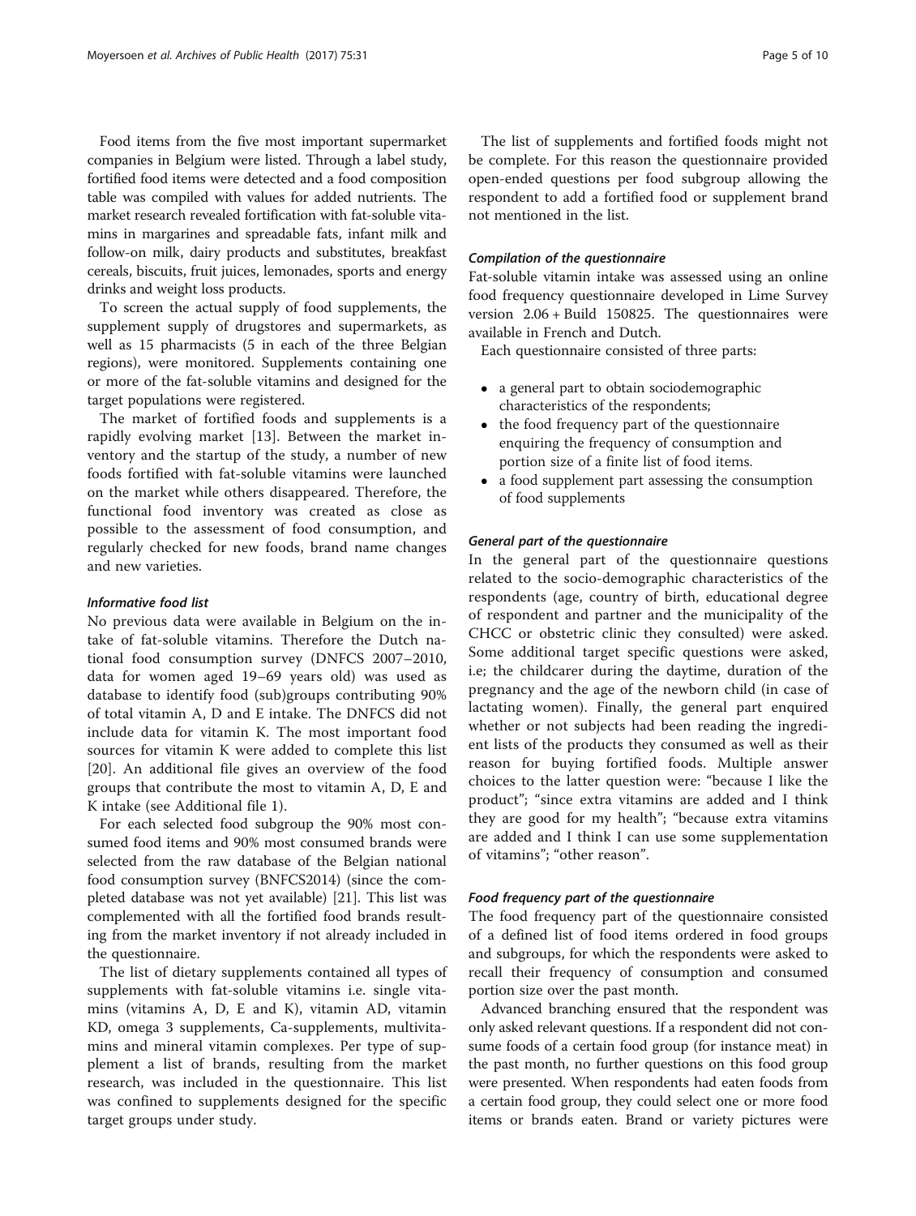Food items from the five most important supermarket companies in Belgium were listed. Through a label study, fortified food items were detected and a food composition table was compiled with values for added nutrients. The market research revealed fortification with fat-soluble vitamins in margarines and spreadable fats, infant milk and follow-on milk, dairy products and substitutes, breakfast cereals, biscuits, fruit juices, lemonades, sports and energy drinks and weight loss products.

To screen the actual supply of food supplements, the supplement supply of drugstores and supermarkets, as well as 15 pharmacists (5 in each of the three Belgian regions), were monitored. Supplements containing one or more of the fat-soluble vitamins and designed for the target populations were registered.

The market of fortified foods and supplements is a rapidly evolving market [13]. Between the market inventory and the startup of the study, a number of new foods fortified with fat-soluble vitamins were launched on the market while others disappeared. Therefore, the functional food inventory was created as close as possible to the assessment of food consumption, and regularly checked for new foods, brand name changes and new varieties.

#### *Informative food list*

No previous data were available in Belgium on the intake of fat-soluble vitamins. Therefore the Dutch national food consumption survey (DNFCS 2007–2010, data for women aged 19–69 years old) was used as database to identify food (sub)groups contributing 90% of total vitamin A, D and E intake. The DNFCS did not include data for vitamin K. The most important food sources for vitamin K were added to complete this list [20]. An additional file gives an overview of the food groups that contribute the most to vitamin A, D, E and K intake (see Additional file 1).

For each selected food subgroup the 90% most consumed food items and 90% most consumed brands were selected from the raw database of the Belgian national food consumption survey (BNFCS2014) (since the completed database was not yet available) [21]. This list was complemented with all the fortified food brands resulting from the market inventory if not already included in the questionnaire.

The list of dietary supplements contained all types of supplements with fat-soluble vitamins i.e. single vitamins (vitamins A, D, E and K), vitamin AD, vitamin KD, omega 3 supplements, Ca-supplements, multivitamins and mineral vitamin complexes. Per type of supplement a list of brands, resulting from the market research, was included in the questionnaire. This list was confined to supplements designed for the specific target groups under study.

The list of supplements and fortified foods might not be complete. For this reason the questionnaire provided open-ended questions per food subgroup allowing the respondent to add a fortified food or supplement brand not mentioned in the list.

#### *Compilation of the questionnaire*

Fat-soluble vitamin intake was assessed using an online food frequency questionnaire developed in Lime Survey version 2.06 + Build 150825. The questionnaires were available in French and Dutch.

Each questionnaire consisted of three parts:

- a general part to obtain sociodemographic characteristics of the respondents;
- the food frequency part of the questionnaire enquiring the frequency of consumption and portion size of a finite list of food items.
- a food supplement part assessing the consumption of food supplements

#### *General part of the questionnaire*

In the general part of the questionnaire questions related to the socio-demographic characteristics of the respondents (age, country of birth, educational degree of respondent and partner and the municipality of the CHCC or obstetric clinic they consulted) were asked. Some additional target specific questions were asked, i.e; the childcarer during the daytime, duration of the pregnancy and the age of the newborn child (in case of lactating women). Finally, the general part enquired whether or not subjects had been reading the ingredient lists of the products they consumed as well as their reason for buying fortified foods. Multiple answer choices to the latter question were: "because I like the product"; "since extra vitamins are added and I think they are good for my health"; "because extra vitamins are added and I think I can use some supplementation of vitamins"; "other reason".

#### *Food frequency part of the questionnaire*

The food frequency part of the questionnaire consisted of a defined list of food items ordered in food groups and subgroups, for which the respondents were asked to recall their frequency of consumption and consumed portion size over the past month.

Advanced branching ensured that the respondent was only asked relevant questions. If a respondent did not consume foods of a certain food group (for instance meat) in the past month, no further questions on this food group were presented. When respondents had eaten foods from a certain food group, they could select one or more food items or brands eaten. Brand or variety pictures were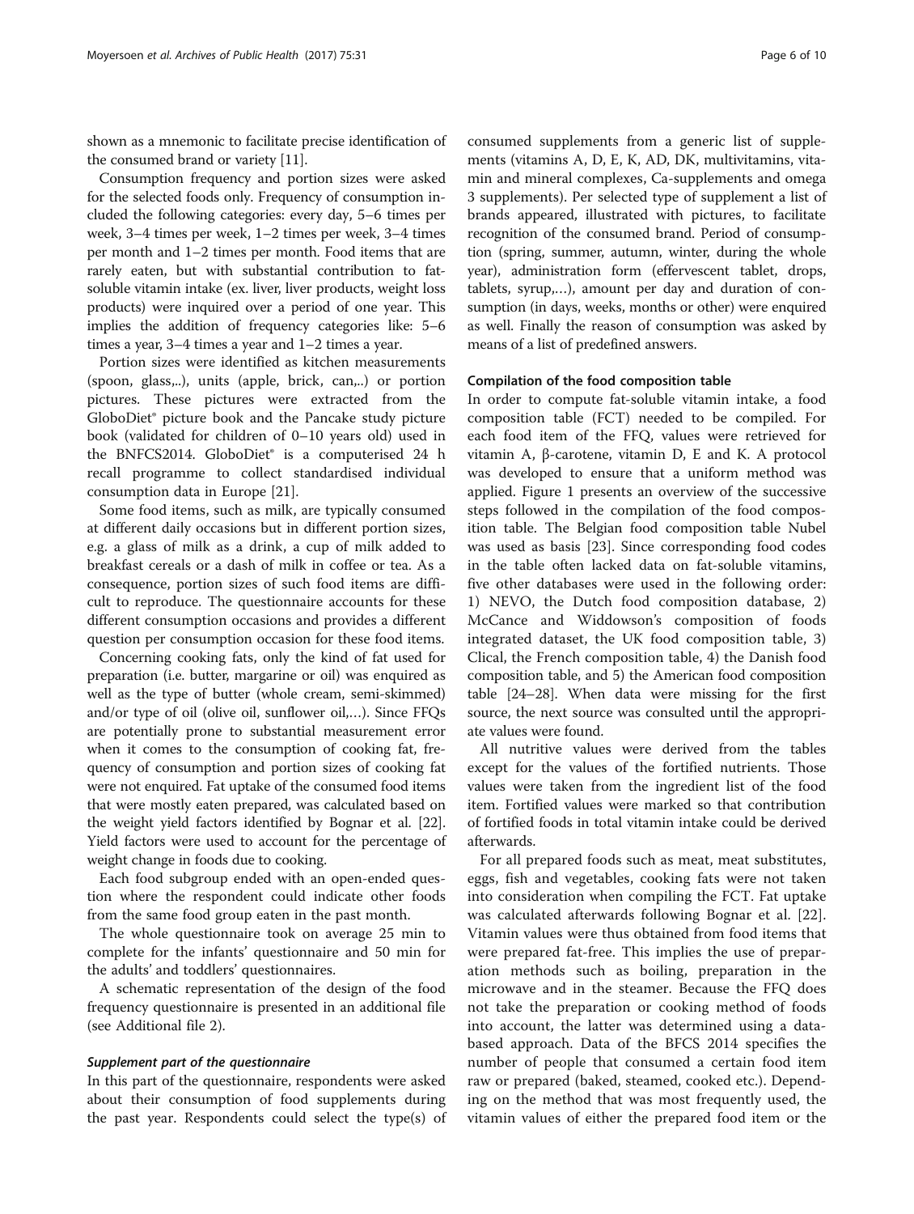shown as a mnemonic to facilitate precise identification of the consumed brand or variety [11].

Consumption frequency and portion sizes were asked for the selected foods only. Frequency of consumption included the following categories: every day, 5–6 times per week, 3–4 times per week, 1–2 times per week, 3–4 times per month and 1–2 times per month. Food items that are rarely eaten, but with substantial contribution to fat-soluble vitamin intake (ex. liver, liver products, weight loss products) were inquired over a period of one year. This implies the addition of frequency categories like: 5–6 times a year, 3–4 times a year and 1–2 times a year.

Portion sizes were identified as kitchen measurements (spoon, glass,..), units (apple, brick, can,..) or portion pictures. These pictures were extracted from the GloboDiet® picture book and the Pancake study picture book (validated for children of 0–10 years old) used in the BNFCS2014. GloboDiet® is a computerised 24 h recall programme to collect standardised individual consumption data in Europe [21].

Some food items, such as milk, are typically consumed at different daily occasions but in different portion sizes, e.g. a glass of milk as a drink, a cup of milk added to breakfast cereals or a dash of milk in coffee or tea. As a consequence, portion sizes of such food items are difficult to reproduce. The questionnaire accounts for these different consumption occasions and provides a different question per consumption occasion for these food items.

Concerning cooking fats, only the kind of fat used for preparation (i.e. butter, margarine or oil) was enquired as well as the type of butter (whole cream, semi-skimmed) and/or type of oil (olive oil, sunflower oil,…). Since FFQs are potentially prone to substantial measurement error when it comes to the consumption of cooking fat, frequency of consumption and portion sizes of cooking fat were not enquired. Fat uptake of the consumed food items that were mostly eaten prepared, was calculated based on the weight yield factors identified by Bognar et al. [22]. Yield factors were used to account for the percentage of weight change in foods due to cooking.

Each food subgroup ended with an open-ended question where the respondent could indicate other foods from the same food group eaten in the past month.

The whole questionnaire took on average 25 min to complete for the infants' questionnaire and 50 min for the adults' and toddlers' questionnaires.

A schematic representation of the design of the food frequency questionnaire is presented in an additional file (see Additional file 2).

#### *Supplement part of the questionnaire*

In this part of the questionnaire, respondents were asked about their consumption of food supplements during the past year. Respondents could select the type(s) of consumed supplements from a generic list of supplements (vitamins A, D, E, K, AD, DK, multivitamins, vitamin and mineral complexes, Ca-supplements and omega 3 supplements). Per selected type of supplement a list of brands appeared, illustrated with pictures, to facilitate recognition of the consumed brand. Period of consumption (spring, summer, autumn, winter, during the whole year), administration form (effervescent tablet, drops, tablets, syrup,…), amount per day and duration of consumption (in days, weeks, months or other) were enquired as well. Finally the reason of consumption was asked by means of a list of predefined answers.

### Compilation of the food composition table

In order to compute fat-soluble vitamin intake, a food composition table (FCT) needed to be compiled. For each food item of the FFQ, values were retrieved for vitamin A, β-carotene, vitamin D, E and K. A protocol was developed to ensure that a uniform method was applied. Figure 1 presents an overview of the successive steps followed in the compilation of the food composition table. The Belgian food composition table Nubel was used as basis [23]. Since corresponding food codes in the table often lacked data on fat-soluble vitamins, five other databases were used in the following order: 1) NEVO, the Dutch food composition database, 2) McCance and Widdowson's composition of foods integrated dataset, the UK food composition table, 3) Clical, the French composition table, 4) the Danish food composition table, and 5) the American food composition table [24–28]. When data were missing for the first source, the next source was consulted until the appropriate values were found.

All nutritive values were derived from the tables except for the values of the fortified nutrients. Those values were taken from the ingredient list of the food item. Fortified values were marked so that contribution of fortified foods in total vitamin intake could be derived afterwards.

For all prepared foods such as meat, meat substitutes, eggs, fish and vegetables, cooking fats were not taken into consideration when compiling the FCT. Fat uptake was calculated afterwards following Bognar et al. [22]. Vitamin values were thus obtained from food items that were prepared fat-free. This implies the use of preparation methods such as boiling, preparation in the microwave and in the steamer. Because the FFQ does not take the preparation or cooking method of foods into account, the latter was determined using a data-based approach. Data of the BFCS 2014 specifies the number of people that consumed a certain food item raw or prepared (baked, steamed, cooked etc.). Depending on the method that was most frequently used, the vitamin values of either the prepared food item or the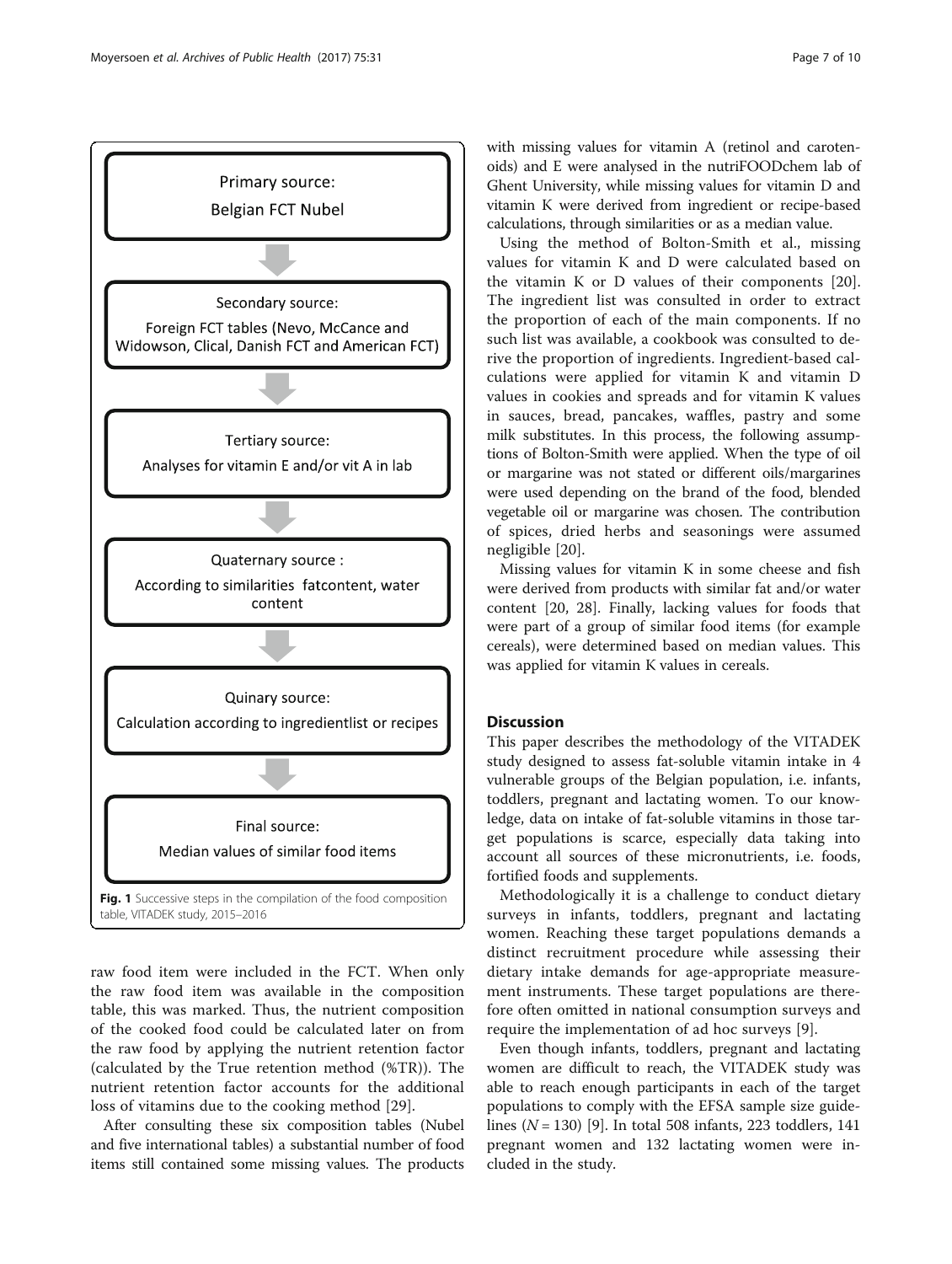Primary source:
Belgian FCT Nubel

Secondary source:
Foreign FCT tables (Nevo, McCance and Widowson, Clical, Danish FCT and American FCT)

Tertiary source:
Analyses for vitamin E and/or vit A in lab

Quaternary source :
According to similarities fatcontent, water content

Quinary source:
Calculation according to ingredientlist or recipes

Final source:
Median values of similar food items

**Fig. 1** Successive steps in the compilation of the food composition table, VITADEK study, 2015–2016

raw food item were included in the FCT. When only the raw food item was available in the composition table, this was marked. Thus, the nutrient composition of the cooked food could be calculated later on from the raw food by applying the nutrient retention factor (calculated by the True retention method (%TR)). The nutrient retention factor accounts for the additional loss of vitamins due to the cooking method [29].

After consulting these six composition tables (Nubel and five international tables) a substantial number of food items still contained some missing values. The products with missing values for vitamin A (retinol and carotenoids) and E were analysed in the nutriFOODchem lab of Ghent University, while missing values for vitamin D and vitamin K were derived from ingredient or recipe-based calculations, through similarities or as a median value.

Using the method of Bolton-Smith et al., missing values for vitamin K and D were calculated based on the vitamin K or D values of their components [20]. The ingredient list was consulted in order to extract the proportion of each of the main components. If no such list was available, a cookbook was consulted to derive the proportion of ingredients. Ingredient-based calculations were applied for vitamin K and vitamin D values in cookies and spreads and for vitamin K values in sauces, bread, pancakes, waffles, pastry and some milk substitutes. In this process, the following assumptions of Bolton-Smith were applied. When the type of oil or margarine was not stated or different oils/margarines were used depending on the brand of the food, blended vegetable oil or margarine was chosen. The contribution of spices, dried herbs and seasonings were assumed negligible [20].

Missing values for vitamin K in some cheese and fish were derived from products with similar fat and/or water content [20, 28]. Finally, lacking values for foods that were part of a group of similar food items (for example cereals), were determined based on median values. This was applied for vitamin K values in cereals.

## Discussion

This paper describes the methodology of the VITADEK study designed to assess fat-soluble vitamin intake in 4 vulnerable groups of the Belgian population, i.e. infants, toddlers, pregnant and lactating women. To our knowledge, data on intake of fat-soluble vitamins in those target populations is scarce, especially data taking into account all sources of these micronutrients, i.e. foods, fortified foods and supplements.

Methodologically it is a challenge to conduct dietary surveys in infants, toddlers, pregnant and lactating women. Reaching these target populations demands a distinct recruitment procedure while assessing their dietary intake demands for age-appropriate measurement instruments. These target populations are therefore often omitted in national consumption surveys and require the implementation of ad hoc surveys [9].

Even though infants, toddlers, pregnant and lactating women are difficult to reach, the VITADEK study was able to reach enough participants in each of the target populations to comply with the EFSA sample size guidelines ($N = 130$) [9]. In total 508 infants, 223 toddlers, 141 pregnant women and 132 lactating women were included in the study.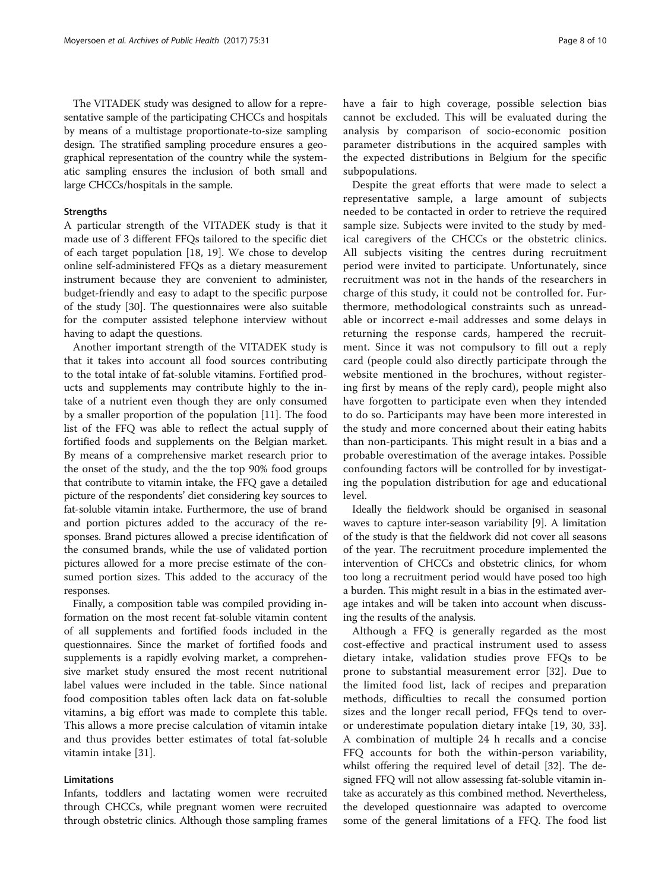The VITADEK study was designed to allow for a representative sample of the participating CHCCs and hospitals by means of a multistage proportionate-to-size sampling design. The stratified sampling procedure ensures a geographical representation of the country while the systematic sampling ensures the inclusion of both small and large CHCCs/hospitals in the sample.

### Strengths

A particular strength of the VITADEK study is that it made use of 3 different FFQs tailored to the specific diet of each target population [18, 19]. We chose to develop online self-administered FFQs as a dietary measurement instrument because they are convenient to administer, budget-friendly and easy to adapt to the specific purpose of the study [30]. The questionnaires were also suitable for the computer assisted telephone interview without having to adapt the questions.

Another important strength of the VITADEK study is that it takes into account all food sources contributing to the total intake of fat-soluble vitamins. Fortified products and supplements may contribute highly to the intake of a nutrient even though they are only consumed by a smaller proportion of the population [11]. The food list of the FFQ was able to reflect the actual supply of fortified foods and supplements on the Belgian market. By means of a comprehensive market research prior to the onset of the study, and the the top 90% food groups that contribute to vitamin intake, the FFQ gave a detailed picture of the respondents' diet considering key sources to fat-soluble vitamin intake. Furthermore, the use of brand and portion pictures added to the accuracy of the responses. Brand pictures allowed a precise identification of the consumed brands, while the use of validated portion pictures allowed for a more precise estimate of the consumed portion sizes. This added to the accuracy of the responses.

Finally, a composition table was compiled providing information on the most recent fat-soluble vitamin content of all supplements and fortified foods included in the questionnaires. Since the market of fortified foods and supplements is a rapidly evolving market, a comprehensive market study ensured the most recent nutritional label values were included in the table. Since national food composition tables often lack data on fat-soluble vitamins, a big effort was made to complete this table. This allows a more precise calculation of vitamin intake and thus provides better estimates of total fat-soluble vitamin intake [31].

### Limitations

Infants, toddlers and lactating women were recruited through CHCCs, while pregnant women were recruited through obstetric clinics. Although those sampling frames have a fair to high coverage, possible selection bias cannot be excluded. This will be evaluated during the analysis by comparison of socio-economic position parameter distributions in the acquired samples with the expected distributions in Belgium for the specific subpopulations.

Despite the great efforts that were made to select a representative sample, a large amount of subjects needed to be contacted in order to retrieve the required sample size. Subjects were invited to the study by medical caregivers of the CHCCs or the obstetric clinics. All subjects visiting the centres during recruitment period were invited to participate. Unfortunately, since recruitment was not in the hands of the researchers in charge of this study, it could not be controlled for. Furthermore, methodological constraints such as unreadable or incorrect e-mail addresses and some delays in returning the response cards, hampered the recruitment. Since it was not compulsory to fill out a reply card (people could also directly participate through the website mentioned in the brochures, without registering first by means of the reply card), people might also have forgotten to participate even when they intended to do so. Participants may have been more interested in the study and more concerned about their eating habits than non-participants. This might result in a bias and a probable overestimation of the average intakes. Possible confounding factors will be controlled for by investigating the population distribution for age and educational level.

Ideally the fieldwork should be organised in seasonal waves to capture inter-season variability [9]. A limitation of the study is that the fieldwork did not cover all seasons of the year. The recruitment procedure implemented the intervention of CHCCs and obstetric clinics, for whom too long a recruitment period would have posed too high a burden. This might result in a bias in the estimated average intakes and will be taken into account when discussing the results of the analysis.

Although a FFQ is generally regarded as the most cost-effective and practical instrument used to assess dietary intake, validation studies prove FFQs to be prone to substantial measurement error [32]. Due to the limited food list, lack of recipes and preparation methods, difficulties to recall the consumed portion sizes and the longer recall period, FFQs tend to over- or underestimate population dietary intake [19, 30, 33]. A combination of multiple 24 h recalls and a concise FFQ accounts for both the within-person variability, whilst offering the required level of detail [32]. The designed FFQ will not allow assessing fat-soluble vitamin intake as accurately as this combined method. Nevertheless, the developed questionnaire was adapted to overcome some of the general limitations of a FFQ. The food list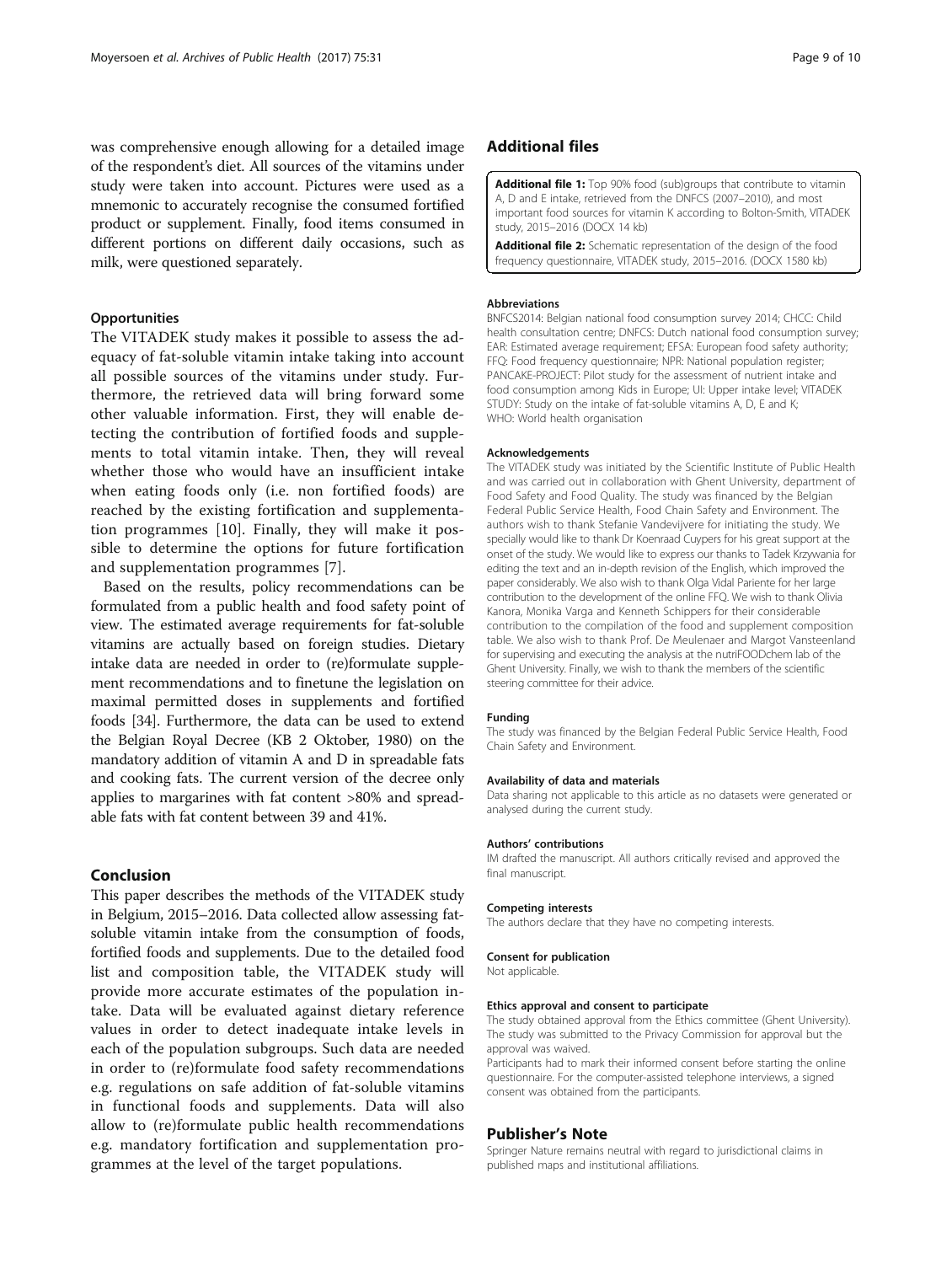was comprehensive enough allowing for a detailed image of the respondent's diet. All sources of the vitamins under study were taken into account. Pictures were used as a mnemonic to accurately recognise the consumed fortified product or supplement. Finally, food items consumed in different portions on different daily occasions, such as milk, were questioned separately.

### Opportunities

The VITADEK study makes it possible to assess the adequacy of fat-soluble vitamin intake taking into account all possible sources of the vitamins under study. Furthermore, the retrieved data will bring forward some other valuable information. First, they will enable detecting the contribution of fortified foods and supplements to total vitamin intake. Then, they will reveal whether those who would have an insufficient intake when eating foods only (i.e. non fortified foods) are reached by the existing fortification and supplementation programmes [10]. Finally, they will make it possible to determine the options for future fortification and supplementation programmes [7].

Based on the results, policy recommendations can be formulated from a public health and food safety point of view. The estimated average requirements for fat-soluble vitamins are actually based on foreign studies. Dietary intake data are needed in order to (re)formulate supplement recommendations and to finetune the legislation on maximal permitted doses in supplements and fortified foods [34]. Furthermore, the data can be used to extend the Belgian Royal Decree (KB 2 Oktober, 1980) on the mandatory addition of vitamin A and D in spreadable fats and cooking fats. The current version of the decree only applies to margarines with fat content >80% and spreadable fats with fat content between 39 and 41%.

## Conclusion

This paper describes the methods of the VITADEK study in Belgium, 2015–2016. Data collected allow assessing fat-soluble vitamin intake from the consumption of foods, fortified foods and supplements. Due to the detailed food list and composition table, the VITADEK study will provide more accurate estimates of the population intake. Data will be evaluated against dietary reference values in order to detect inadequate intake levels in each of the population subgroups. Such data are needed in order to (re)formulate food safety recommendations e.g. regulations on safe addition of fat-soluble vitamins in functional foods and supplements. Data will also allow to (re)formulate public health recommendations e.g. mandatory fortification and supplementation programmes at the level of the target populations.

## Additional files

**Additional file 1:** Top 90% food (sub)groups that contribute to vitamin A, D and E intake, retrieved from the DNFCS (2007–2010), and most important food sources for vitamin K according to Bolton-Smith, VITADEK study, 2015–2016 (DOCX 14 kb)

**Additional file 2:** Schematic representation of the design of the food frequency questionnaire, VITADEK study, 2015–2016. (DOCX 1580 kb)

#### Abbreviations

BNFCS2014: Belgian national food consumption survey 2014; CHCC: Child health consultation centre; DNFCS: Dutch national food consumption survey; EAR: Estimated average requirement; EFSA: European food safety authority; FFQ: Food frequency questionnaire; NPR: National population register; PANCAKE-PROJECT: Pilot study for the assessment of nutrient intake and food consumption among Kids in Europe; UI: Upper intake level; VITADEK STUDY: Study on the intake of fat-soluble vitamins A, D, E and K; WHO: World health organisation

#### Acknowledgements

The VITADEK study was initiated by the Scientific Institute of Public Health and was carried out in collaboration with Ghent University, department of Food Safety and Food Quality. The study was financed by the Belgian Federal Public Service Health, Food Chain Safety and Environment. The authors wish to thank Stefanie Vandevijvere for initiating the study. We specially would like to thank Dr Koenraad Cuypers for his great support at the onset of the study. We would like to express our thanks to Tadek Krzywania for editing the text and an in-depth revision of the English, which improved the paper considerably. We also wish to thank Olga Vidal Pariente for her large contribution to the development of the online FFQ. We wish to thank Olivia Kanora, Monika Varga and Kenneth Schippers for their considerable contribution to the compilation of the food and supplement composition table. We also wish to thank Prof. De Meulenaer and Margot Vansteenland for supervising and executing the analysis at the nutriFOODchem lab of the Ghent University. Finally, we wish to thank the members of the scientific steering committee for their advice.

#### Funding

The study was financed by the Belgian Federal Public Service Health, Food Chain Safety and Environment.

#### Availability of data and materials

Data sharing not applicable to this article as no datasets were generated or analysed during the current study.

#### Authors' contributions

IM drafted the manuscript. All authors critically revised and approved the final manuscript.

#### Competing interests

The authors declare that they have no competing interests.

#### Consent for publication

Not applicable.

#### Ethics approval and consent to participate

The study obtained approval from the Ethics committee (Ghent University). The study was submitted to the Privacy Commission for approval but the approval was waived.

Participants had to mark their informed consent before starting the online questionnaire. For the computer-assisted telephone interviews, a signed consent was obtained from the participants.

## Publisher's Note

Springer Nature remains neutral with regard to jurisdictional claims in published maps and institutional affiliations.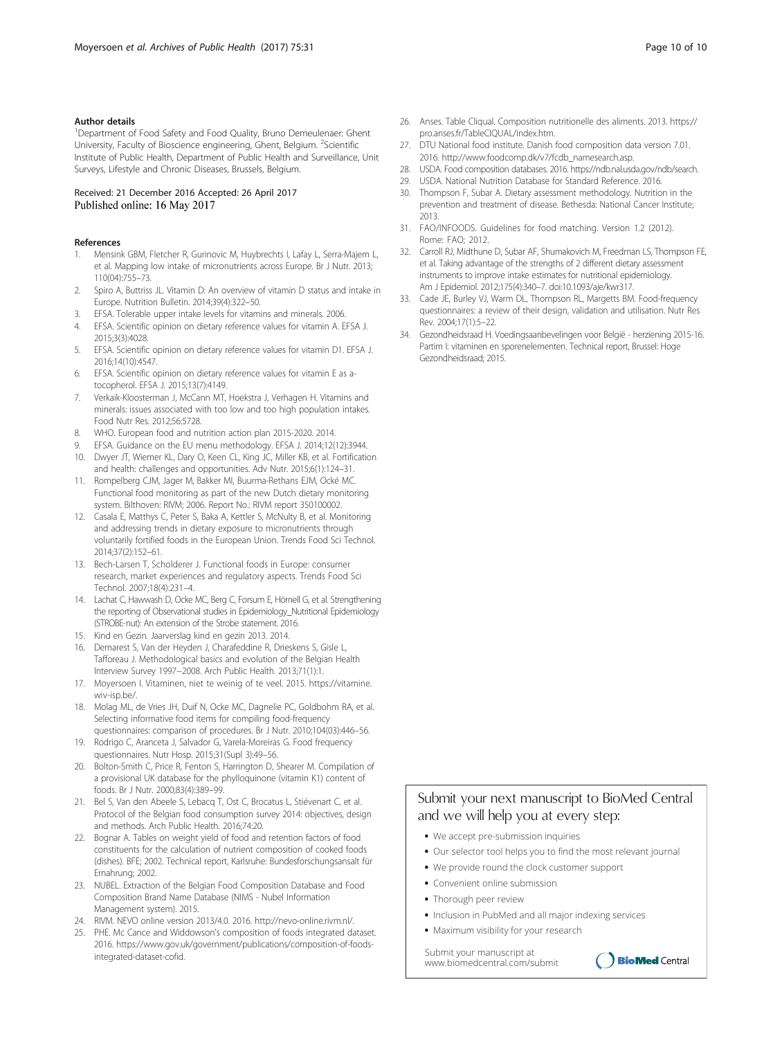#### Author details

[1]Department of Food Safety and Food Quality, Bruno Demeulenaer: Ghent University, Faculty of Bioscience engineering, Ghent, Belgium. [2]Scientific Institute of Public Health, Department of Public Health and Surveillance, Unit Surveys, Lifestyle and Chronic Diseases, Brussels, Belgium.

Received: 21 December 2016 Accepted: 26 April 2017
Published online: 16 May 2017

#### References

1. Mensink GBM, Fletcher R, Gurinovic M, Huybrechts I, Lafay L, Serra-Majem L, et al. Mapping low intake of micronutrients across Europe. Br J Nutr. 2013; 110(04):755–73.
2. Spiro A, Buttriss JL. Vitamin D: An overview of vitamin D status and intake in Europe. Nutrition Bulletin. 2014;39(4):322–50.
3. EFSA. Tolerable upper intake levels for vitamins and minerals. 2006.
4. EFSA. Scientific opinion on dietary reference values for vitamin A. EFSA J. 2015;3(3):4028.
5. EFSA. Scientific opinion on dietary reference values for vitamin D1. EFSA J. 2016;14(10):4547.
6. EFSA. Scientific opinion on dietary reference values for vitamin E as a-tocopherol. EFSA J. 2015;13(7):4149.
7. Verkaik-Kloosterman J, McCann MT, Hoekstra J, Verhagen H. Vitamins and minerals: issues associated with too low and too high population intakes. Food Nutr Res. 2012;56:5728.
8. WHO. European food and nutrition action plan 2015-2020. 2014.
9. EFSA. Guidance on the EU menu methodology. EFSA J. 2014;12(12):3944.
10. Dwyer JT, Wiemer KL, Dary O, Keen CL, King JC, Miller KB, et al. Fortification and health: challenges and opportunities. Adv Nutr. 2015;6(1):124–31.
11. Rompelberg CJM, Jager M, Bakker MI, Buurma-Rethans EJM, Ocké MC. Functional food monitoring as part of the new Dutch dietary monitoring system. Bilthoven: RIVM; 2006. Report No.: RIVM report 350100002.
12. Casala E, Matthys C, Peter S, Baka A, Kettler S, McNulty B, et al. Monitoring and addressing trends in dietary exposure to micronutrients through voluntarily fortified foods in the European Union. Trends Food Sci Technol. 2014;37(2):152–61.
13. Bech-Larsen T, Scholderer J. Functional foods in Europe: consumer research, market experiences and regulatory aspects. Trends Food Sci Technol. 2007;18(4):231–4.
14. Lachat C, Hawwash D, Ocke MC, Berg C, Forsum E, Hörnell G, et al. Strengthening the reporting of Observational studies in Epidemiology_Nutritional Epidemiology (STROBE-nut): An extension of the Strobe statement. 2016.
15. Kind en Gezin. Jaarverslag kind en gezin 2013. 2014.
16. Demarest S, Van der Heyden J, Charafeddine R, Drieskens S, Gisle L, Tafforeau J. Methodological basics and evolution of the Belgian Health Interview Survey 1997−2008. Arch Public Health. 2013;71(1):1.
17. Moyersoen I. Vitaminen, niet te weinig of te veel. 2015. https://vitamine.wiv-isp.be/.
18. Molag ML, de Vries JH, Duif N, Ocke MC, Dagnelie PC, Goldbohm RA, et al. Selecting informative food items for compiling food-frequency questionnaires: comparison of procedures. Br J Nutr. 2010;104(03):446–56.
19. Rodrigo C, Aranceta J, Salvador G, Varela-Moreiras G. Food frequency questionnaires. Nutr Hosp. 2015;31(Supl 3):49–56.
20. Bolton-Smith C, Price R, Fenton S, Harrington D, Shearer M. Compilation of a provisional UK database for the phylloquinone (vitamin K1) content of foods. Br J Nutr. 2000;83(4):389–99.
21. Bel S, Van den Abeele S, Lebacq T, Ost C, Brocatus L, Stiévenart C, et al. Protocol of the Belgian food consumption survey 2014: objectives, design and methods. Arch Public Health. 2016;74:20.
22. Bognar A. Tables on weight yield of food and retention factors of food constituents for the calculation of nutrient composition of cooked foods (dishes). BFE; 2002. Technical report, Karlsruhe: Bundesforschungsansalt für Ernahrung; 2002.
23. NUBEL. Extraction of the Belgian Food Composition Database and Food Composition Brand Name Database (NIMS - Nubel Information Management system). 2015.
24. RIVM. NEVO online version 2013/4.0. 2016. http://nevo-online.rivm.nl/.
25. PHE. Mc Cance and Widdowson's composition of foods integrated dataset. 2016. https://www.gov.uk/government/publications/composition-of-foods-integrated-dataset-cofid.
26. Anses. Table Ciqual. Composition nutritionelle des aliments. 2013. https://pro.anses.fr/TableCIQUAL/index.htm.
27. DTU National food institute. Danish food composition data version 7.01. 2016. http://www.foodcomp.dk/v7/fcdb_namesearch.asp.
28. USDA. Food composition databases. 2016. https://ndb.nal.usda.gov/ndb/search.
29. USDA. National Nutrition Database for Standard Reference. 2016.
30. Thompson F, Subar A. Dietary assessment methodology. Nutrition in the prevention and treatment of disease. Bethesda: National Cancer Institute; 2013.
31. FAO/INFOODS. Guidelines for food matching. Version 1.2 (2012). Rome: FAO; 2012.
32. Carroll RJ, Midthune D, Subar AF, Shumakovich M, Freedman LS, Thompson FE, et al. Taking advantage of the strengths of 2 different dietary assessment instruments to improve intake estimates for nutritional epidemiology. Am J Epidemiol. 2012;175(4):340–7. doi:10.1093/aje/kwr317.
33. Cade JE, Burley VJ, Warm DL, Thompson RL, Margetts BM. Food-frequency questionnaires: a review of their design, validation and utilisation. Nutr Res Rev. 2004;17(1):5–22.
34. Gezondheidsraad H. Voedingsaanbevelingen voor België - herziening 2015-16. Partim I: vitaminen en sporenelementen. Technical report, Brussel: Hoge Gezondheidsraad; 2015.

Submit your next manuscript to BioMed Central and we will help you at every step:

- We accept pre-submission inquiries
- Our selector tool helps you to find the most relevant journal
- We provide round the clock customer support
- Convenient online submission
- Thorough peer review
- Inclusion in PubMed and all major indexing services
- Maximum visibility for your research

Submit your manuscript at
www.biomedcentral.com/submit

BioMed Central